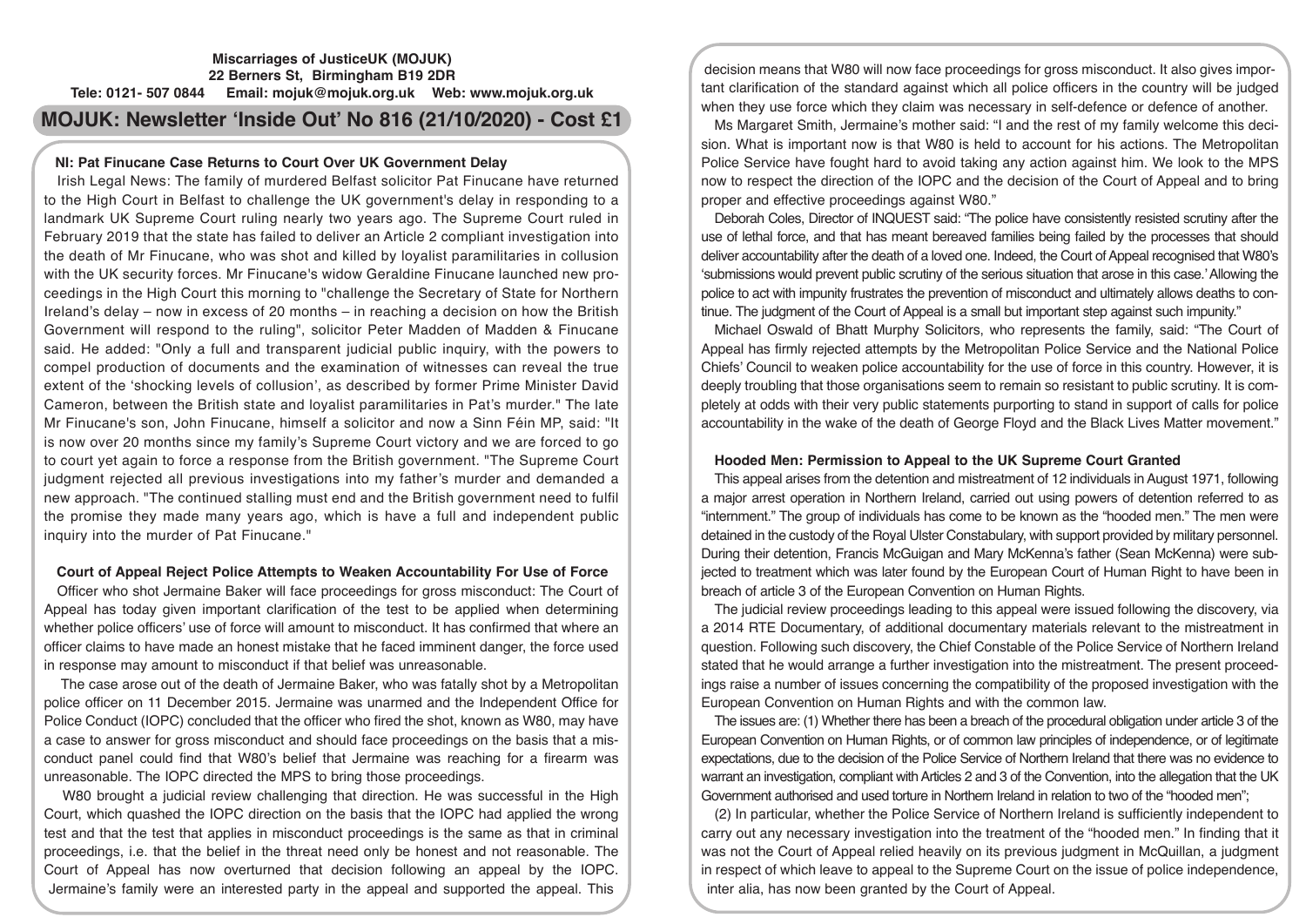**Miscarriages of JusticeUK (MOJUK)**
**22 Berners St, Birmingham B19 2DR**
**Tele: 0121- 507 0844 Email: mojuk@mojuk.org.uk Web: www.mojuk.org.uk**

# MOJUK: Newsletter 'Inside Out' No 816 (21/10/2020) - Cost £1

### NI: Pat Finucane Case Returns to Court Over UK Government Delay

Irish Legal News: The family of murdered Belfast solicitor Pat Finucane have returned to the High Court in Belfast to challenge the UK government's delay in responding to a landmark UK Supreme Court ruling nearly two years ago. The Supreme Court ruled in February 2019 that the state has failed to deliver an Article 2 compliant investigation into the death of Mr Finucane, who was shot and killed by loyalist paramilitaries in collusion with the UK security forces. Mr Finucane's widow Geraldine Finucane launched new proceedings in the High Court this morning to "challenge the Secretary of State for Northern Ireland's delay – now in excess of 20 months – in reaching a decision on how the British Government will respond to the ruling", solicitor Peter Madden of Madden & Finucane said. He added: "Only a full and transparent judicial public inquiry, with the powers to compel production of documents and the examination of witnesses can reveal the true extent of the 'shocking levels of collusion', as described by former Prime Minister David Cameron, between the British state and loyalist paramilitaries in Pat's murder." The late Mr Finucane's son, John Finucane, himself a solicitor and now a Sinn Féin MP, said: "It is now over 20 months since my family's Supreme Court victory and we are forced to go to court yet again to force a response from the British government. "The Supreme Court judgment rejected all previous investigations into my father's murder and demanded a new approach. "The continued stalling must end and the British government need to fulfil the promise they made many years ago, which is have a full and independent public inquiry into the murder of Pat Finucane."

### Court of Appeal Reject Police Attempts to Weaken Accountability For Use of Force

Officer who shot Jermaine Baker will face proceedings for gross misconduct: The Court of Appeal has today given important clarification of the test to be applied when determining whether police officers' use of force will amount to misconduct. It has confirmed that where an officer claims to have made an honest mistake that he faced imminent danger, the force used in response may amount to misconduct if that belief was unreasonable.

The case arose out of the death of Jermaine Baker, who was fatally shot by a Metropolitan police officer on 11 December 2015. Jermaine was unarmed and the Independent Office for Police Conduct (IOPC) concluded that the officer who fired the shot, known as W80, may have a case to answer for gross misconduct and should face proceedings on the basis that a misconduct panel could find that W80's belief that Jermaine was reaching for a firearm was unreasonable. The IOPC directed the MPS to bring those proceedings.

W80 brought a judicial review challenging that direction. He was successful in the High Court, which quashed the IOPC direction on the basis that the IOPC had applied the wrong test and that the test that applies in misconduct proceedings is the same as that in criminal proceedings, i.e. that the belief in the threat need only be honest and not reasonable. The Court of Appeal has now overturned that decision following an appeal by the IOPC. Jermaine's family were an interested party in the appeal and supported the appeal. This decision means that W80 will now face proceedings for gross misconduct. It also gives important clarification of the standard against which all police officers in the country will be judged when they use force which they claim was necessary in self-defence or defence of another.

Ms Margaret Smith, Jermaine's mother said: "I and the rest of my family welcome this decision. What is important now is that W80 is held to account for his actions. The Metropolitan Police Service have fought hard to avoid taking any action against him. We look to the MPS now to respect the direction of the IOPC and the decision of the Court of Appeal and to bring proper and effective proceedings against W80."

Deborah Coles, Director of INQUEST said: "The police have consistently resisted scrutiny after the use of lethal force, and that has meant bereaved families being failed by the processes that should deliver accountability after the death of a loved one. Indeed, the Court of Appeal recognised that W80's 'submissions would prevent public scrutiny of the serious situation that arose in this case.' Allowing the police to act with impunity frustrates the prevention of misconduct and ultimately allows deaths to continue. The judgment of the Court of Appeal is a small but important step against such impunity."

Michael Oswald of Bhatt Murphy Solicitors, who represents the family, said: "The Court of Appeal has firmly rejected attempts by the Metropolitan Police Service and the National Police Chiefs' Council to weaken police accountability for the use of force in this country. However, it is deeply troubling that those organisations seem to remain so resistant to public scrutiny. It is completely at odds with their very public statements purporting to stand in support of calls for police accountability in the wake of the death of George Floyd and the Black Lives Matter movement."

### Hooded Men: Permission to Appeal to the UK Supreme Court Granted

This appeal arises from the detention and mistreatment of 12 individuals in August 1971, following a major arrest operation in Northern Ireland, carried out using powers of detention referred to as "internment." The group of individuals has come to be known as the "hooded men." The men were detained in the custody of the Royal Ulster Constabulary, with support provided by military personnel. During their detention, Francis McGuigan and Mary McKenna's father (Sean McKenna) were subjected to treatment which was later found by the European Court of Human Right to have been in breach of article 3 of the European Convention on Human Rights.

The judicial review proceedings leading to this appeal were issued following the discovery, via a 2014 RTE Documentary, of additional documentary materials relevant to the mistreatment in question. Following such discovery, the Chief Constable of the Police Service of Northern Ireland stated that he would arrange a further investigation into the mistreatment. The present proceedings raise a number of issues concerning the compatibility of the proposed investigation with the European Convention on Human Rights and with the common law.

The issues are: (1) Whether there has been a breach of the procedural obligation under article 3 of the European Convention on Human Rights, or of common law principles of independence, or of legitimate expectations, due to the decision of the Police Service of Northern Ireland that there was no evidence to warrant an investigation, compliant with Articles 2 and 3 of the Convention, into the allegation that the UK Government authorised and used torture in Northern Ireland in relation to two of the "hooded men";

(2) In particular, whether the Police Service of Northern Ireland is sufficiently independent to carry out any necessary investigation into the treatment of the "hooded men." In finding that it was not the Court of Appeal relied heavily on its previous judgment in McQuillan, a judgment in respect of which leave to appeal to the Supreme Court on the issue of police independence, inter alia, has now been granted by the Court of Appeal.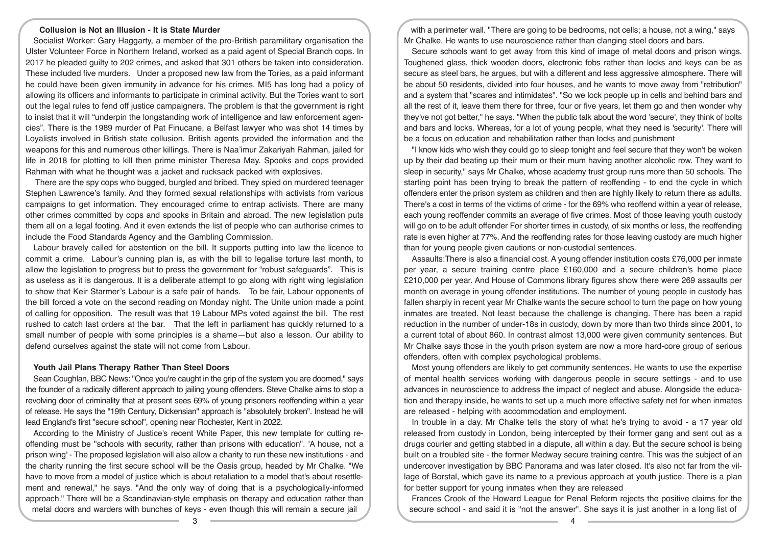### Collusion is Not an Illusion - It is State Murder

Socialist Worker: Gary Haggarty, a member of the pro-British paramilitary organisation the Ulster Volunteer Force in Northern Ireland, worked as a paid agent of Special Branch cops. In 2017 he pleaded guilty to 202 crimes, and asked that 301 others be taken into consideration. These included five murders. Under a proposed new law from the Tories, as a paid informant he could have been given immunity in advance for his crimes. MI5 has long had a policy of allowing its officers and informants to participate in criminal activity. But the Tories want to sort out the legal rules to fend off justice campaigners. The problem is that the government is right to insist that it will "underpin the longstanding work of intelligence and law enforcement agencies". There is the 1989 murder of Pat Finucane, a Belfast lawyer who was shot 14 times by Loyalists involved in British state collusion. British agents provided the information and the weapons for this and numerous other killings. There is Naa'imur Zakariyah Rahman, jailed for life in 2018 for plotting to kill then prime minister Theresa May. Spooks and cops provided Rahman with what he thought was a jacket and rucksack packed with explosives.

There are the spy cops who bugged, burgled and bribed. They spied on murdered teenager Stephen Lawrence's family. And they formed sexual relationships with activists from various campaigns to get information. They encouraged crime to entrap activists. There are many other crimes committed by cops and spooks in Britain and abroad. The new legislation puts them all on a legal footing. And it even extends the list of people who can authorise crimes to include the Food Standards Agency and the Gambling Commission.

Labour bravely called for abstention on the bill. It supports putting into law the licence to commit a crime. Labour's cunning plan is, as with the bill to legalise torture last month, to allow the legislation to progress but to press the government for "robust safeguards". This is as useless as it is dangerous. It is a deliberate attempt to go along with right wing legislation to show that Keir Starmer's Labour is a safe pair of hands. To be fair, Labour opponents of the bill forced a vote on the second reading on Monday night. The Unite union made a point of calling for opposition. The result was that 19 Labour MPs voted against the bill. The rest rushed to catch last orders at the bar. That the left in parliament has quickly returned to a small number of people with some principles is a shame—but also a lesson. Our ability to defend ourselves against the state will not come from Labour.

### Youth Jail Plans Therapy Rather Than Steel Doors

Sean Coughlan, BBC News: "Once you're caught in the grip of the system you are doomed," says the founder of a radically different approach to jailing young offenders. Steve Chalke aims to stop a revolving door of criminality that at present sees 69% of young prisoners reoffending within a year of release. He says the "19th Century, Dickensian" approach is "absolutely broken". Instead he will lead England's first "secure school", opening near Rochester, Kent in 2022.

According to the Ministry of Justice's recent White Paper, this new template for cutting re-offending must be "schools with security, rather than prisons with education". 'A house, not a prison wing' - The proposed legislation will also allow a charity to run these new institutions - and the charity running the first secure school will be the Oasis group, headed by Mr Chalke. "We have to move from a model of justice which is about retaliation to a model that's about resettlement and renewal," he says. "And the only way of doing that is a psychologically-informed approach." There will be a Scandinavian-style emphasis on therapy and education rather than metal doors and warders with bunches of keys - even though this will remain a secure jail with a perimeter wall. "There are going to be bedrooms, not cells; a house, not a wing," says Mr Chalke. He wants to use neuroscience rather than clanging steel doors and bars.

Secure schools want to get away from this kind of image of metal doors and prison wings. Toughened glass, thick wooden doors, electronic fobs rather than locks and keys can be as secure as steel bars, he argues, but with a different and less aggressive atmosphere. There will be about 50 residents, divided into four houses, and he wants to move away from "retribution" and a system that "scares and intimidates". "So we lock people up in cells and behind bars and all the rest of it, leave them there for three, four or five years, let them go and then wonder why they've not got better," he says. "When the public talk about the word 'secure', they think of bolts and bars and locks. Whereas, for a lot of young people, what they need is 'security'. There will be a focus on education and rehabilitation rather than locks and punishment

"I know kids who wish they could go to sleep tonight and feel secure that they won't be woken up by their dad beating up their mum or their mum having another alcoholic row. They want to sleep in security," says Mr Chalke, whose academy trust group runs more than 50 schools. The starting point has been trying to break the pattern of reoffending - to end the cycle in which offenders enter the prison system as children and then are highly likely to return there as adults. There's a cost in terms of the victims of crime - for the 69% who reoffend within a year of release, each young reoffender commits an average of five crimes. Most of those leaving youth custody will go on to be adult offender For shorter times in custody, of six months or less, the reoffending rate is even higher at 77%. And the reoffending rates for those leaving custody are much higher than for young people given cautions or non-custodial sentences.

Assaults:There is also a financial cost. A young offender institution costs £76,000 per inmate per year, a secure training centre place £160,000 and a secure children's home place £210,000 per year. And House of Commons library figures show there were 269 assaults per month on average in young offender institutions. The number of young people in custody has fallen sharply in recent year Mr Chalke wants the secure school to turn the page on how young inmates are treated. Not least because the challenge is changing. There has been a rapid reduction in the number of under-18s in custody, down by more than two thirds since 2001, to a current total of about 860. In contrast almost 13,000 were given community sentences. But Mr Chalke says those in the youth prison system are now a more hard-core group of serious offenders, often with complex psychological problems.

Most young offenders are likely to get community sentences. He wants to use the expertise of mental health services working with dangerous people in secure settings - and to use advances in neuroscience to address the impact of neglect and abuse. Alongside the education and therapy inside, he wants to set up a much more effective safety net for when inmates are released - helping with accommodation and employment.

In trouble in a day. Mr Chalke tells the story of what he's trying to avoid - a 17 year old released from custody in London, being intercepted by their former gang and sent out as a drugs courier and getting stabbed in a dispute, all within a day. But the secure school is being built on a troubled site - the former Medway secure training centre. This was the subject of an undercover investigation by BBC Panorama and was later closed. It's also not far from the village of Borstal, which gave its name to a previous approach at youth justice. There is a plan for better support for young inmates when they are released

Frances Crook of the Howard League for Penal Reform rejects the positive claims for the secure school - and said it is "not the answer". She says it is just another in a long list of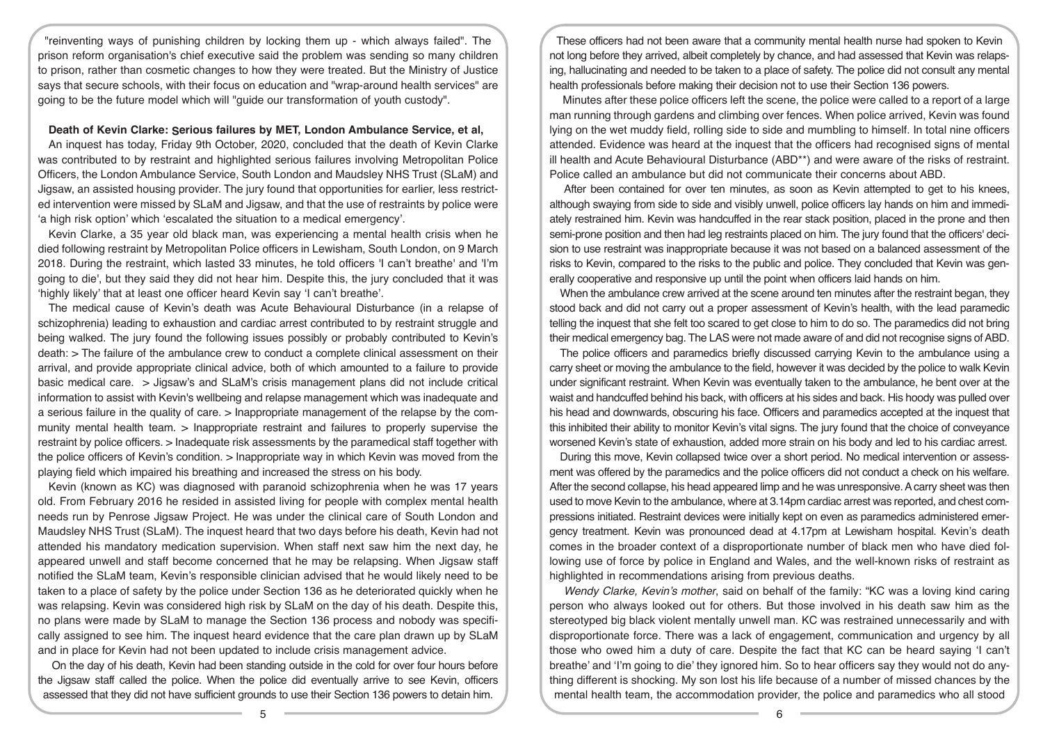"reinventing ways of punishing children by locking them up - which always failed". The prison reform organisation's chief executive said the problem was sending so many children to prison, rather than cosmetic changes to how they were treated. But the Ministry of Justice says that secure schools, with their focus on education and "wrap-around health services" are going to be the future model which will "guide our transformation of youth custody".

**Death of Kevin Clarke: Serious failures by MET, London Ambulance Service, et al,**

An inquest has today, Friday 9th October, 2020, concluded that the death of Kevin Clarke was contributed to by restraint and highlighted serious failures involving Metropolitan Police Officers, the London Ambulance Service, South London and Maudsley NHS Trust (SLaM) and Jigsaw, an assisted housing provider. The jury found that opportunities for earlier, less restricted intervention were missed by SLaM and Jigsaw, and that the use of restraints by police were 'a high risk option' which 'escalated the situation to a medical emergency'.

Kevin Clarke, a 35 year old black man, was experiencing a mental health crisis when he died following restraint by Metropolitan Police officers in Lewisham, South London, on 9 March 2018. During the restraint, which lasted 33 minutes, he told officers 'I can't breathe' and 'I'm going to die', but they said they did not hear him. Despite this, the jury concluded that it was 'highly likely' that at least one officer heard Kevin say 'I can't breathe'.

The medical cause of Kevin's death was Acute Behavioural Disturbance (in a relapse of schizophrenia) leading to exhaustion and cardiac arrest contributed to by restraint struggle and being walked. The jury found the following issues possibly or probably contributed to Kevin's death: > The failure of the ambulance crew to conduct a complete clinical assessment on their arrival, and provide appropriate clinical advice, both of which amounted to a failure to provide basic medical care. > Jigsaw's and SLaM's crisis management plans did not include critical information to assist with Kevin's wellbeing and relapse management which was inadequate and a serious failure in the quality of care. > Inappropriate management of the relapse by the community mental health team. > Inappropriate restraint and failures to properly supervise the restraint by police officers. > Inadequate risk assessments by the paramedical staff together with the police officers of Kevin's condition. > Inappropriate way in which Kevin was moved from the playing field which impaired his breathing and increased the stress on his body.

Kevin (known as KC) was diagnosed with paranoid schizophrenia when he was 17 years old. From February 2016 he resided in assisted living for people with complex mental health needs run by Penrose Jigsaw Project. He was under the clinical care of South London and Maudsley NHS Trust (SLaM). The inquest heard that two days before his death, Kevin had not attended his mandatory medication supervision. When staff next saw him the next day, he appeared unwell and staff become concerned that he may be relapsing. When Jigsaw staff notified the SLaM team, Kevin's responsible clinician advised that he would likely need to be taken to a place of safety by the police under Section 136 as he deteriorated quickly when he was relapsing. Kevin was considered high risk by SLaM on the day of his death. Despite this, no plans were made by SLaM to manage the Section 136 process and nobody was specifically assigned to see him. The inquest heard evidence that the care plan drawn up by SLaM and in place for Kevin had not been updated to include crisis management advice.

On the day of his death, Kevin had been standing outside in the cold for over four hours before the Jigsaw staff called the police. When the police did eventually arrive to see Kevin, officers assessed that they did not have sufficient grounds to use their Section 136 powers to detain him. These officers had not been aware that a community mental health nurse had spoken to Kevin not long before they arrived, albeit completely by chance, and had assessed that Kevin was relapsing, hallucinating and needed to be taken to a place of safety. The police did not consult any mental health professionals before making their decision not to use their Section 136 powers.

Minutes after these police officers left the scene, the police were called to a report of a large man running through gardens and climbing over fences. When police arrived, Kevin was found lying on the wet muddy field, rolling side to side and mumbling to himself. In total nine officers attended. Evidence was heard at the inquest that the officers had recognised signs of mental ill health and Acute Behavioural Disturbance (ABD**) and were aware of the risks of restraint. Police called an ambulance but did not communicate their concerns about ABD.

After been contained for over ten minutes, as soon as Kevin attempted to get to his knees, although swaying from side to side and visibly unwell, police officers lay hands on him and immediately restrained him. Kevin was handcuffed in the rear stack position, placed in the prone and then semi-prone position and then had leg restraints placed on him. The jury found that the officers' decision to use restraint was inappropriate because it was not based on a balanced assessment of the risks to Kevin, compared to the risks to the public and police. They concluded that Kevin was generally cooperative and responsive up until the point when officers laid hands on him.

When the ambulance crew arrived at the scene around ten minutes after the restraint began, they stood back and did not carry out a proper assessment of Kevin's health, with the lead paramedic telling the inquest that she felt too scared to get close to him to do so. The paramedics did not bring their medical emergency bag. The LAS were not made aware of and did not recognise signs of ABD.

The police officers and paramedics briefly discussed carrying Kevin to the ambulance using a carry sheet or moving the ambulance to the field, however it was decided by the police to walk Kevin under significant restraint. When Kevin was eventually taken to the ambulance, he bent over at the waist and handcuffed behind his back, with officers at his sides and back. His hoody was pulled over his head and downwards, obscuring his face. Officers and paramedics accepted at the inquest that this inhibited their ability to monitor Kevin's vital signs. The jury found that the choice of conveyance worsened Kevin's state of exhaustion, added more strain on his body and led to his cardiac arrest.

During this move, Kevin collapsed twice over a short period. No medical intervention or assessment was offered by the paramedics and the police officers did not conduct a check on his welfare. After the second collapse, his head appeared limp and he was unresponsive. A carry sheet was then used to move Kevin to the ambulance, where at 3.14pm cardiac arrest was reported, and chest compressions initiated. Restraint devices were initially kept on even as paramedics administered emergency treatment. Kevin was pronounced dead at 4.17pm at Lewisham hospital. Kevin's death comes in the broader context of a disproportionate number of black men who have died following use of force by police in England and Wales, and the well-known risks of restraint as highlighted in recommendations arising from previous deaths.

*Wendy Clarke, Kevin's mother*, said on behalf of the family: "KC was a loving kind caring person who always looked out for others. But those involved in his death saw him as the stereotyped big black violent mentally unwell man. KC was restrained unnecessarily and with disproportionate force. There was a lack of engagement, communication and urgency by all those who owed him a duty of care. Despite the fact that KC can be heard saying 'I can't breathe' and 'I'm going to die' yet they ignored him. So to hear officers say they would not do anything different is shocking. My son lost his life because of a number of missed chances by the mental health team, the accommodation provider, the police and paramedics who all stood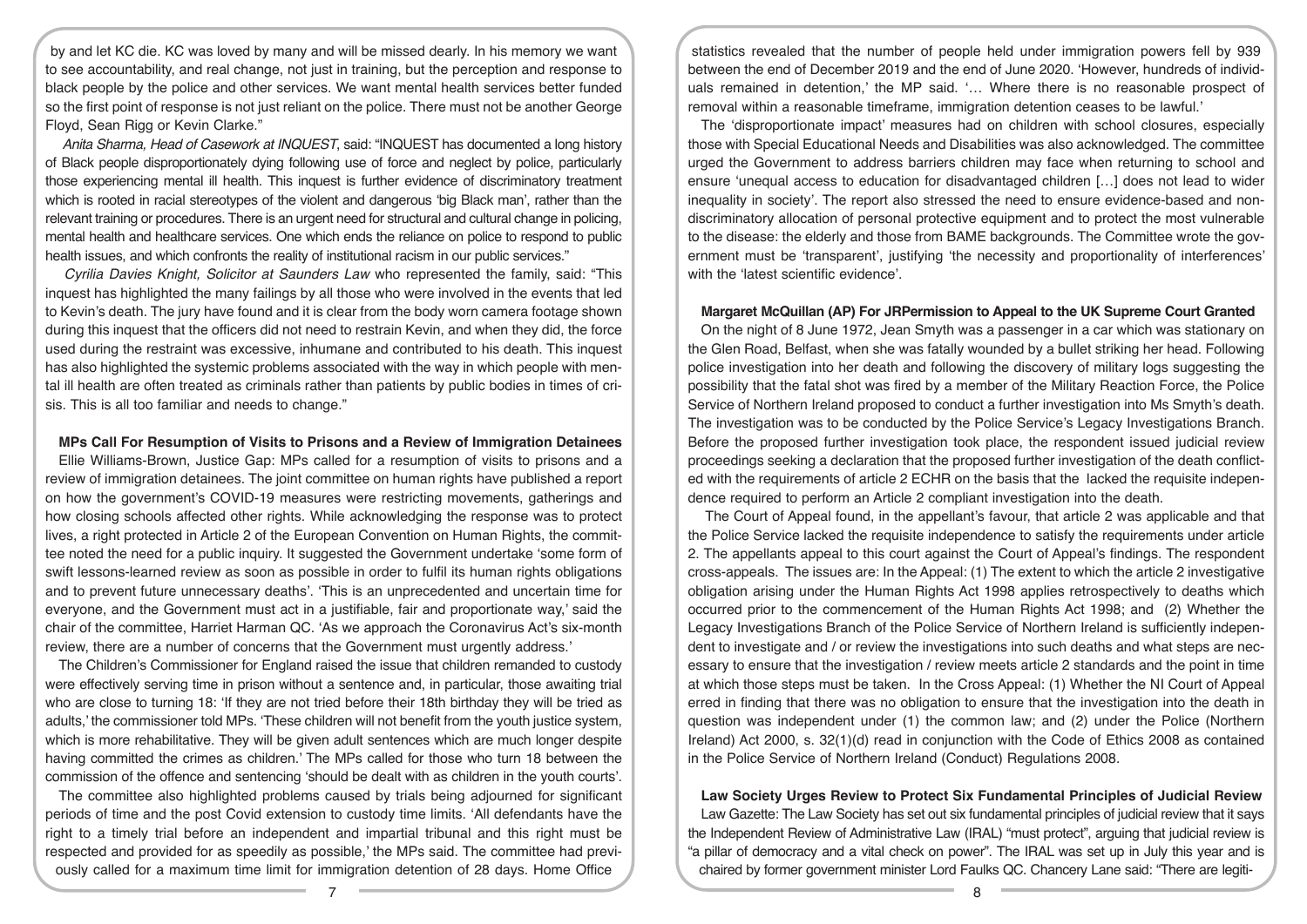by and let KC die. KC was loved by many and will be missed dearly. In his memory we want to see accountability, and real change, not just in training, but the perception and response to black people by the police and other services. We want mental health services better funded so the first point of response is not just reliant on the police. There must not be another George Floyd, Sean Rigg or Kevin Clarke."

*Anita Sharma, Head of Casework at INQUEST*, said: "INQUEST has documented a long history of Black people disproportionately dying following use of force and neglect by police, particularly those experiencing mental ill health. This inquest is further evidence of discriminatory treatment which is rooted in racial stereotypes of the violent and dangerous 'big Black man', rather than the relevant training or procedures. There is an urgent need for structural and cultural change in policing, mental health and healthcare services. One which ends the reliance on police to respond to public health issues, and which confronts the reality of institutional racism in our public services."

*Cyrilia Davies Knight, Solicitor at Saunders Law* who represented the family, said: "This inquest has highlighted the many failings by all those who were involved in the events that led to Kevin's death. The jury have found and it is clear from the body worn camera footage shown during this inquest that the officers did not need to restrain Kevin, and when they did, the force used during the restraint was excessive, inhumane and contributed to his death. This inquest has also highlighted the systemic problems associated with the way in which people with mental ill health are often treated as criminals rather than patients by public bodies in times of crisis. This is all too familiar and needs to change."

**MPs Call For Resumption of Visits to Prisons and a Review of Immigration Detainees**

Ellie Williams-Brown, Justice Gap: MPs called for a resumption of visits to prisons and a review of immigration detainees. The joint committee on human rights have published a report on how the government's COVID-19 measures were restricting movements, gatherings and how closing schools affected other rights. While acknowledging the response was to protect lives, a right protected in Article 2 of the European Convention on Human Rights, the committee noted the need for a public inquiry. It suggested the Government undertake 'some form of swift lessons-learned review as soon as possible in order to fulfil its human rights obligations and to prevent future unnecessary deaths'. 'This is an unprecedented and uncertain time for everyone, and the Government must act in a justifiable, fair and proportionate way,' said the chair of the committee, Harriet Harman QC. 'As we approach the Coronavirus Act's six-month review, there are a number of concerns that the Government must urgently address.'

The Children's Commissioner for England raised the issue that children remanded to custody were effectively serving time in prison without a sentence and, in particular, those awaiting trial who are close to turning 18: 'If they are not tried before their 18th birthday they will be tried as adults,' the commissioner told MPs. 'These children will not benefit from the youth justice system, which is more rehabilitative. They will be given adult sentences which are much longer despite having committed the crimes as children.' The MPs called for those who turn 18 between the commission of the offence and sentencing 'should be dealt with as children in the youth courts'.

The committee also highlighted problems caused by trials being adjourned for significant periods of time and the post Covid extension to custody time limits. 'All defendants have the right to a timely trial before an independent and impartial tribunal and this right must be respected and provided for as speedily as possible,' the MPs said. The committee had previously called for a maximum time limit for immigration detention of 28 days. Home Office statistics revealed that the number of people held under immigration powers fell by 939 between the end of December 2019 and the end of June 2020. 'However, hundreds of individuals remained in detention,' the MP said. '… Where there is no reasonable prospect of removal within a reasonable timeframe, immigration detention ceases to be lawful.'

The 'disproportionate impact' measures had on children with school closures, especially those with Special Educational Needs and Disabilities was also acknowledged. The committee urged the Government to address barriers children may face when returning to school and ensure 'unequal access to education for disadvantaged children […] does not lead to wider inequality in society'. The report also stressed the need to ensure evidence-based and non-discriminatory allocation of personal protective equipment and to protect the most vulnerable to the disease: the elderly and those from BAME backgrounds. The Committee wrote the government must be 'transparent', justifying 'the necessity and proportionality of interferences' with the 'latest scientific evidence'.

**Margaret McQuillan (AP) For JRPermission to Appeal to the UK Supreme Court Granted**

On the night of 8 June 1972, Jean Smyth was a passenger in a car which was stationary on the Glen Road, Belfast, when she was fatally wounded by a bullet striking her head. Following police investigation into her death and following the discovery of military logs suggesting the possibility that the fatal shot was fired by a member of the Military Reaction Force, the Police Service of Northern Ireland proposed to conduct a further investigation into Ms Smyth's death. The investigation was to be conducted by the Police Service's Legacy Investigations Branch. Before the proposed further investigation took place, the respondent issued judicial review proceedings seeking a declaration that the proposed further investigation of the death conflicted with the requirements of article 2 ECHR on the basis that the lacked the requisite independence required to perform an Article 2 compliant investigation into the death.

The Court of Appeal found, in the appellant's favour, that article 2 was applicable and that the Police Service lacked the requisite independence to satisfy the requirements under article 2. The appellants appeal to this court against the Court of Appeal's findings. The respondent cross-appeals. The issues are: In the Appeal: (1) The extent to which the article 2 investigative obligation arising under the Human Rights Act 1998 applies retrospectively to deaths which occurred prior to the commencement of the Human Rights Act 1998; and (2) Whether the Legacy Investigations Branch of the Police Service of Northern Ireland is sufficiently independent to investigate and / or review the investigations into such deaths and what steps are necessary to ensure that the investigation / review meets article 2 standards and the point in time at which those steps must be taken. In the Cross Appeal: (1) Whether the NI Court of Appeal erred in finding that there was no obligation to ensure that the investigation into the death in question was independent under (1) the common law; and (2) under the Police (Northern Ireland) Act 2000, s. 32(1)(d) read in conjunction with the Code of Ethics 2008 as contained in the Police Service of Northern Ireland (Conduct) Regulations 2008.

**Law Society Urges Review to Protect Six Fundamental Principles of Judicial Review**

Law Gazette: The Law Society has set out six fundamental principles of judicial review that it says the Independent Review of Administrative Law (IRAL) "must protect", arguing that judicial review is "a pillar of democracy and a vital check on power". The IRAL was set up in July this year and is chaired by former government minister Lord Faulks QC. Chancery Lane said: "There are legiti-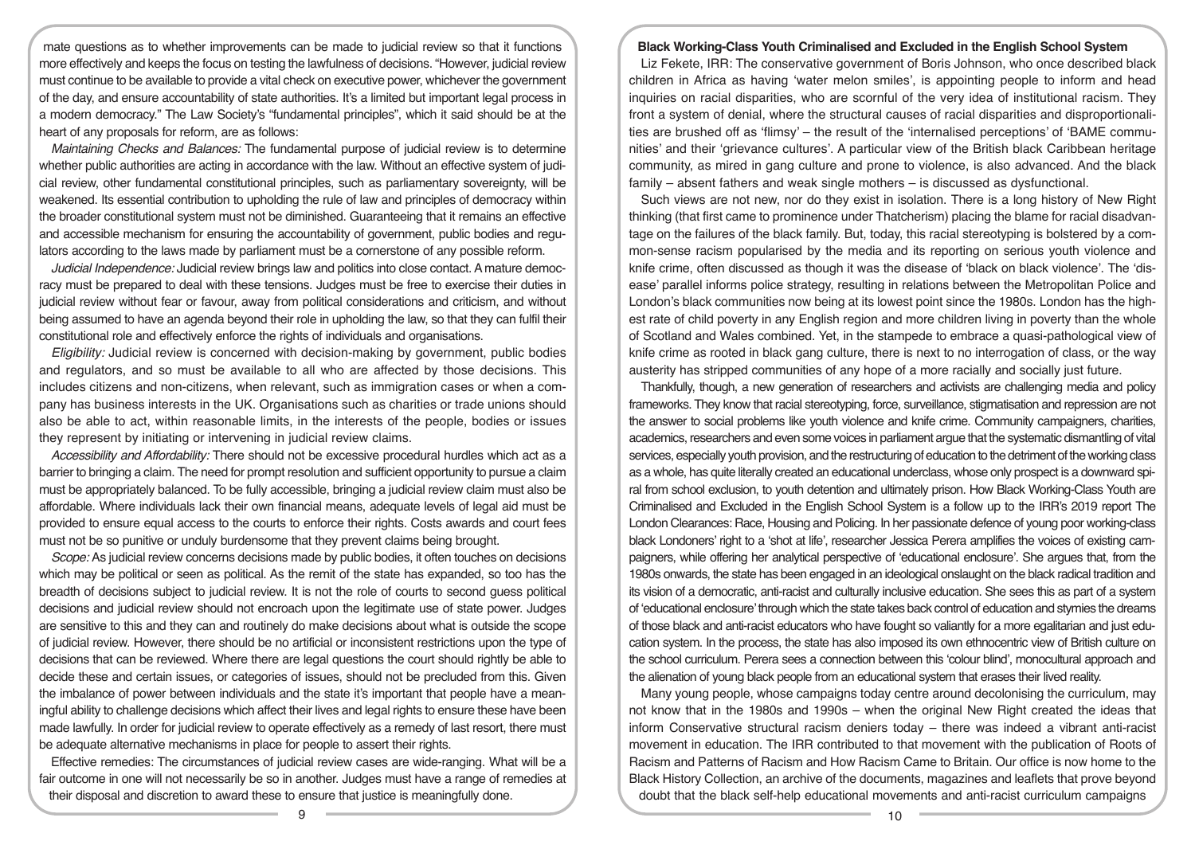mate questions as to whether improvements can be made to judicial review so that it functions more effectively and keeps the focus on testing the lawfulness of decisions. "However, judicial review must continue to be available to provide a vital check on executive power, whichever the government of the day, and ensure accountability of state authorities. It's a limited but important legal process in a modern democracy." The Law Society's "fundamental principles", which it said should be at the heart of any proposals for reform, are as follows:

*Maintaining Checks and Balances:* The fundamental purpose of judicial review is to determine whether public authorities are acting in accordance with the law. Without an effective system of judicial review, other fundamental constitutional principles, such as parliamentary sovereignty, will be weakened. Its essential contribution to upholding the rule of law and principles of democracy within the broader constitutional system must not be diminished. Guaranteeing that it remains an effective and accessible mechanism for ensuring the accountability of government, public bodies and regulators according to the laws made by parliament must be a cornerstone of any possible reform.

*Judicial Independence:* Judicial review brings law and politics into close contact. A mature democracy must be prepared to deal with these tensions. Judges must be free to exercise their duties in judicial review without fear or favour, away from political considerations and criticism, and without being assumed to have an agenda beyond their role in upholding the law, so that they can fulfil their constitutional role and effectively enforce the rights of individuals and organisations.

*Eligibility:* Judicial review is concerned with decision-making by government, public bodies and regulators, and so must be available to all who are affected by those decisions. This includes citizens and non-citizens, when relevant, such as immigration cases or when a company has business interests in the UK. Organisations such as charities or trade unions should also be able to act, within reasonable limits, in the interests of the people, bodies or issues they represent by initiating or intervening in judicial review claims.

*Accessibility and Affordability:* There should not be excessive procedural hurdles which act as a barrier to bringing a claim. The need for prompt resolution and sufficient opportunity to pursue a claim must be appropriately balanced. To be fully accessible, bringing a judicial review claim must also be affordable. Where individuals lack their own financial means, adequate levels of legal aid must be provided to ensure equal access to the courts to enforce their rights. Costs awards and court fees must not be so punitive or unduly burdensome that they prevent claims being brought.

*Scope:* As judicial review concerns decisions made by public bodies, it often touches on decisions which may be political or seen as political. As the remit of the state has expanded, so too has the breadth of decisions subject to judicial review. It is not the role of courts to second guess political decisions and judicial review should not encroach upon the legitimate use of state power. Judges are sensitive to this and they can and routinely do make decisions about what is outside the scope of judicial review. However, there should be no artificial or inconsistent restrictions upon the type of decisions that can be reviewed. Where there are legal questions the court should rightly be able to decide these and certain issues, or categories of issues, should not be precluded from this. Given the imbalance of power between individuals and the state it's important that people have a meaningful ability to challenge decisions which affect their lives and legal rights to ensure these have been made lawfully. In order for judicial review to operate effectively as a remedy of last resort, there must be adequate alternative mechanisms in place for people to assert their rights.

Effective remedies: The circumstances of judicial review cases are wide-ranging. What will be a fair outcome in one will not necessarily be so in another. Judges must have a range of remedies at their disposal and discretion to award these to ensure that justice is meaningfully done.

**Black Working-Class Youth Criminalised and Excluded in the English School System**

Liz Fekete, IRR: The conservative government of Boris Johnson, who once described black children in Africa as having 'water melon smiles', is appointing people to inform and head inquiries on racial disparities, who are scornful of the very idea of institutional racism. They front a system of denial, where the structural causes of racial disparities and disproportionalities are brushed off as 'flimsy' – the result of the 'internalised perceptions' of 'BAME communities' and their 'grievance cultures'. A particular view of the British black Caribbean heritage community, as mired in gang culture and prone to violence, is also advanced. And the black family – absent fathers and weak single mothers – is discussed as dysfunctional.

Such views are not new, nor do they exist in isolation. There is a long history of New Right thinking (that first came to prominence under Thatcherism) placing the blame for racial disadvantage on the failures of the black family. But, today, this racial stereotyping is bolstered by a common-sense racism popularised by the media and its reporting on serious youth violence and knife crime, often discussed as though it was the disease of 'black on black violence'. The 'disease' parallel informs police strategy, resulting in relations between the Metropolitan Police and London's black communities now being at its lowest point since the 1980s. London has the highest rate of child poverty in any English region and more children living in poverty than the whole of Scotland and Wales combined. Yet, in the stampede to embrace a quasi-pathological view of knife crime as rooted in black gang culture, there is next to no interrogation of class, or the way austerity has stripped communities of any hope of a more racially and socially just future.

Thankfully, though, a new generation of researchers and activists are challenging media and policy frameworks. They know that racial stereotyping, force, surveillance, stigmatisation and repression are not the answer to social problems like youth violence and knife crime. Community campaigners, charities, academics, researchers and even some voices in parliament argue that the systematic dismantling of vital services, especially youth provision, and the restructuring of education to the detriment of the working class as a whole, has quite literally created an educational underclass, whose only prospect is a downward spiral from school exclusion, to youth detention and ultimately prison. How Black Working-Class Youth are Criminalised and Excluded in the English School System is a follow up to the IRR's 2019 report The London Clearances: Race, Housing and Policing. In her passionate defence of young poor working-class black Londoners' right to a 'shot at life', researcher Jessica Perera amplifies the voices of existing campaigners, while offering her analytical perspective of 'educational enclosure'. She argues that, from the 1980s onwards, the state has been engaged in an ideological onslaught on the black radical tradition and its vision of a democratic, anti-racist and culturally inclusive education. She sees this as part of a system of 'educational enclosure' through which the state takes back control of education and stymies the dreams of those black and anti-racist educators who have fought so valiantly for a more egalitarian and just education system. In the process, the state has also imposed its own ethnocentric view of British culture on the school curriculum. Perera sees a connection between this 'colour blind', monocultural approach and the alienation of young black people from an educational system that erases their lived reality.

Many young people, whose campaigns today centre around decolonising the curriculum, may not know that in the 1980s and 1990s – when the original New Right created the ideas that inform Conservative structural racism deniers today – there was indeed a vibrant anti-racist movement in education. The IRR contributed to that movement with the publication of Roots of Racism and Patterns of Racism and How Racism Came to Britain. Our office is now home to the Black History Collection, an archive of the documents, magazines and leaflets that prove beyond doubt that the black self-help educational movements and anti-racist curriculum campaigns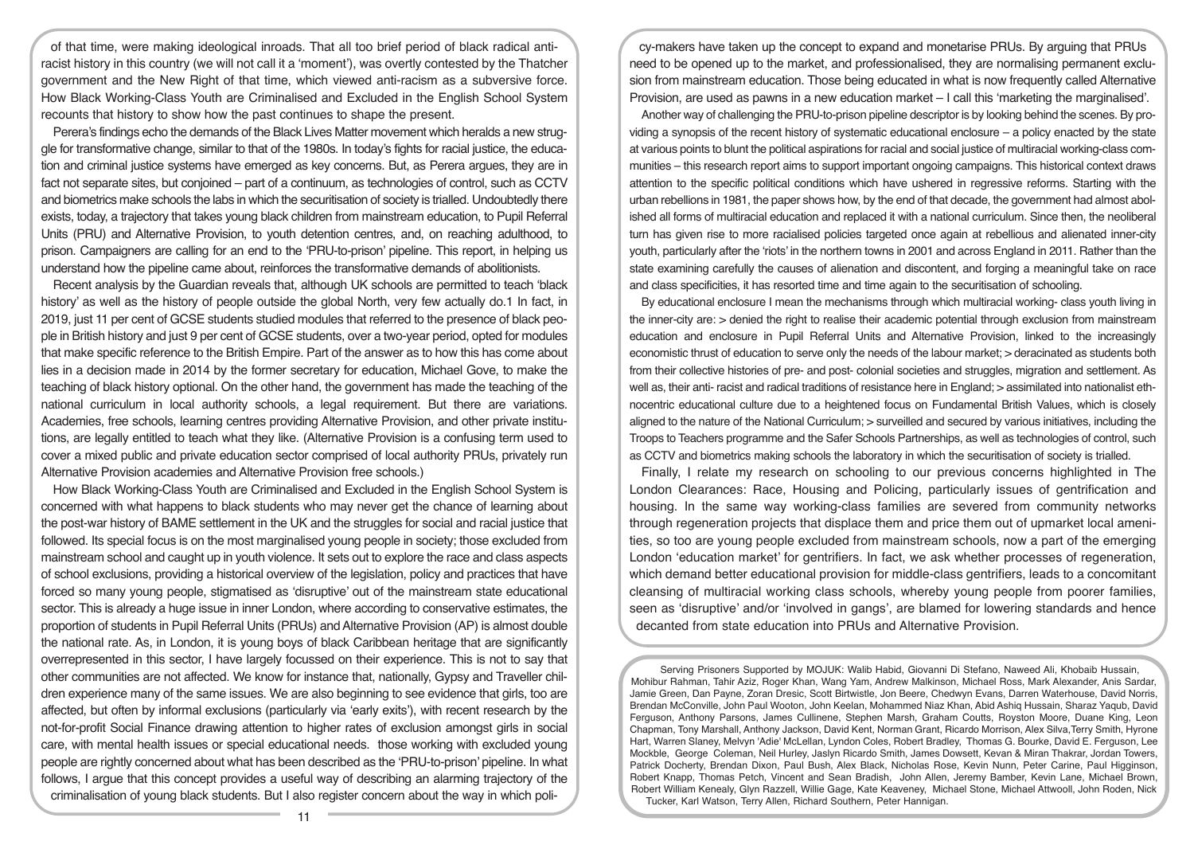of that time, were making ideological inroads. That all too brief period of black radical anti-racist history in this country (we will not call it a 'moment'), was overtly contested by the Thatcher government and the New Right of that time, which viewed anti-racism as a subversive force. How Black Working-Class Youth are Criminalised and Excluded in the English School System recounts that history to show how the past continues to shape the present.

Perera's findings echo the demands of the Black Lives Matter movement which heralds a new struggle for transformative change, similar to that of the 1980s. In today's fights for racial justice, the education and criminal justice systems have emerged as key concerns. But, as Perera argues, they are in fact not separate sites, but conjoined – part of a continuum, as technologies of control, such as CCTV and biometrics make schools the labs in which the securitisation of society is trialled. Undoubtedly there exists, today, a trajectory that takes young black children from mainstream education, to Pupil Referral Units (PRU) and Alternative Provision, to youth detention centres, and, on reaching adulthood, to prison. Campaigners are calling for an end to the 'PRU-to-prison' pipeline. This report, in helping us understand how the pipeline came about, reinforces the transformative demands of abolitionists.

Recent analysis by the Guardian reveals that, although UK schools are permitted to teach 'black history' as well as the history of people outside the global North, very few actually do.1 In fact, in 2019, just 11 per cent of GCSE students studied modules that referred to the presence of black people in British history and just 9 per cent of GCSE students, over a two-year period, opted for modules that make specific reference to the British Empire. Part of the answer as to how this has come about lies in a decision made in 2014 by the former secretary for education, Michael Gove, to make the teaching of black history optional. On the other hand, the government has made the teaching of the national curriculum in local authority schools, a legal requirement. But there are variations. Academies, free schools, learning centres providing Alternative Provision, and other private institutions, are legally entitled to teach what they like. (Alternative Provision is a confusing term used to cover a mixed public and private education sector comprised of local authority PRUs, privately run Alternative Provision academies and Alternative Provision free schools.)

How Black Working-Class Youth are Criminalised and Excluded in the English School System is concerned with what happens to black students who may never get the chance of learning about the post-war history of BAME settlement in the UK and the struggles for social and racial justice that followed. Its special focus is on the most marginalised young people in society; those excluded from mainstream school and caught up in youth violence. It sets out to explore the race and class aspects of school exclusions, providing a historical overview of the legislation, policy and practices that have forced so many young people, stigmatised as 'disruptive' out of the mainstream state educational sector. This is already a huge issue in inner London, where according to conservative estimates, the proportion of students in Pupil Referral Units (PRUs) and Alternative Provision (AP) is almost double the national rate. As, in London, it is young boys of black Caribbean heritage that are significantly overrepresented in this sector, I have largely focussed on their experience. This is not to say that other communities are not affected. We know for instance that, nationally, Gypsy and Traveller children experience many of the same issues. We are also beginning to see evidence that girls, too are affected, but often by informal exclusions (particularly via 'early exits'), with recent research by the not-for-profit Social Finance drawing attention to higher rates of exclusion amongst girls in social care, with mental health issues or special educational needs. those working with excluded young people are rightly concerned about what has been described as the 'PRU-to-prison' pipeline. In what follows, I argue that this concept provides a useful way of describing an alarming trajectory of the criminalisation of young black students. But I also register concern about the way in which policy-makers have taken up the concept to expand and monetarise PRUs. By arguing that PRUs need to be opened up to the market, and professionalised, they are normalising permanent exclusion from mainstream education. Those being educated in what is now frequently called Alternative Provision, are used as pawns in a new education market – I call this 'marketing the marginalised'.

Another way of challenging the PRU-to-prison pipeline descriptor is by looking behind the scenes. By providing a synopsis of the recent history of systematic educational enclosure – a policy enacted by the state at various points to blunt the political aspirations for racial and social justice of multiracial working-class communities – this research report aims to support important ongoing campaigns. This historical context draws attention to the specific political conditions which have ushered in regressive reforms. Starting with the urban rebellions in 1981, the paper shows how, by the end of that decade, the government had almost abolished all forms of multiracial education and replaced it with a national curriculum. Since then, the neoliberal turn has given rise to more racialised policies targeted once again at rebellious and alienated inner-city youth, particularly after the 'riots' in the northern towns in 2001 and across England in 2011. Rather than the state examining carefully the causes of alienation and discontent, and forging a meaningful take on race and class specificities, it has resorted time and time again to the securitisation of schooling.

By educational enclosure I mean the mechanisms through which multiracial working- class youth living in the inner-city are: > denied the right to realise their academic potential through exclusion from mainstream education and enclosure in Pupil Referral Units and Alternative Provision, linked to the increasingly economistic thrust of education to serve only the needs of the labour market; > deracinated as students both from their collective histories of pre- and post- colonial societies and struggles, migration and settlement. As well as, their anti- racist and radical traditions of resistance here in England; > assimilated into nationalist ethnocentric educational culture due to a heightened focus on Fundamental British Values, which is closely aligned to the nature of the National Curriculum; > surveilled and secured by various initiatives, including the Troops to Teachers programme and the Safer Schools Partnerships, as well as technologies of control, such as CCTV and biometrics making schools the laboratory in which the securitisation of society is trialled.

Finally, I relate my research on schooling to our previous concerns highlighted in The London Clearances: Race, Housing and Policing, particularly issues of gentrification and housing. In the same way working-class families are severed from community networks through regeneration projects that displace them and price them out of upmarket local amenities, so too are young people excluded from mainstream schools, now a part of the emerging London 'education market' for gentrifiers. In fact, we ask whether processes of regeneration, which demand better educational provision for middle-class gentrifiers, leads to a concomitant cleansing of multiracial working class schools, whereby young people from poorer families, seen as 'disruptive' and/or 'involved in gangs', are blamed for lowering standards and hence decanted from state education into PRUs and Alternative Provision.

Serving Prisoners Supported by MOJUK: Walib Habid, Giovanni Di Stefano, Naweed Ali, Khobaib Hussain, Mohibur Rahman, Tahir Aziz, Roger Khan, Wang Yam, Andrew Malkinson, Michael Ross, Mark Alexander, Anis Sardar, Jamie Green, Dan Payne, Zoran Dresic, Scott Birtwistle, Jon Beere, Chedwyn Evans, Darren Waterhouse, David Norris, Brendan McConville, John Paul Wooton, John Keelan, Mohammed Niaz Khan, Abid Ashiq Hussain, Sharaz Yaqub, David Ferguson, Anthony Parsons, James Cullinene, Stephen Marsh, Graham Coutts, Royston Moore, Duane King, Leon Chapman, Tony Marshall, Anthony Jackson, David Kent, Norman Grant, Ricardo Morrison, Alex Silva,Terry Smith, Hyrone Hart, Warren Slaney, Melvyn 'Adie' McLellan, Lyndon Coles, Robert Bradley, Thomas G. Bourke, David E. Ferguson, Lee Mockble, George Coleman, Neil Hurley, Jaslyn Ricardo Smith, James Dowsett, Kevan & Miran Thakrar, Jordan Towers, Patrick Docherty, Brendan Dixon, Paul Bush, Alex Black, Nicholas Rose, Kevin Nunn, Peter Carine, Paul Higginson, Robert Knapp, Thomas Petch, Vincent and Sean Bradish, John Allen, Jeremy Bamber, Kevin Lane, Michael Brown, Robert William Kenealy, Glyn Razzell, Willie Gage, Kate Keaveney, Michael Stone, Michael Attwooll, John Roden, Nick Tucker, Karl Watson, Terry Allen, Richard Southern, Peter Hannigan.